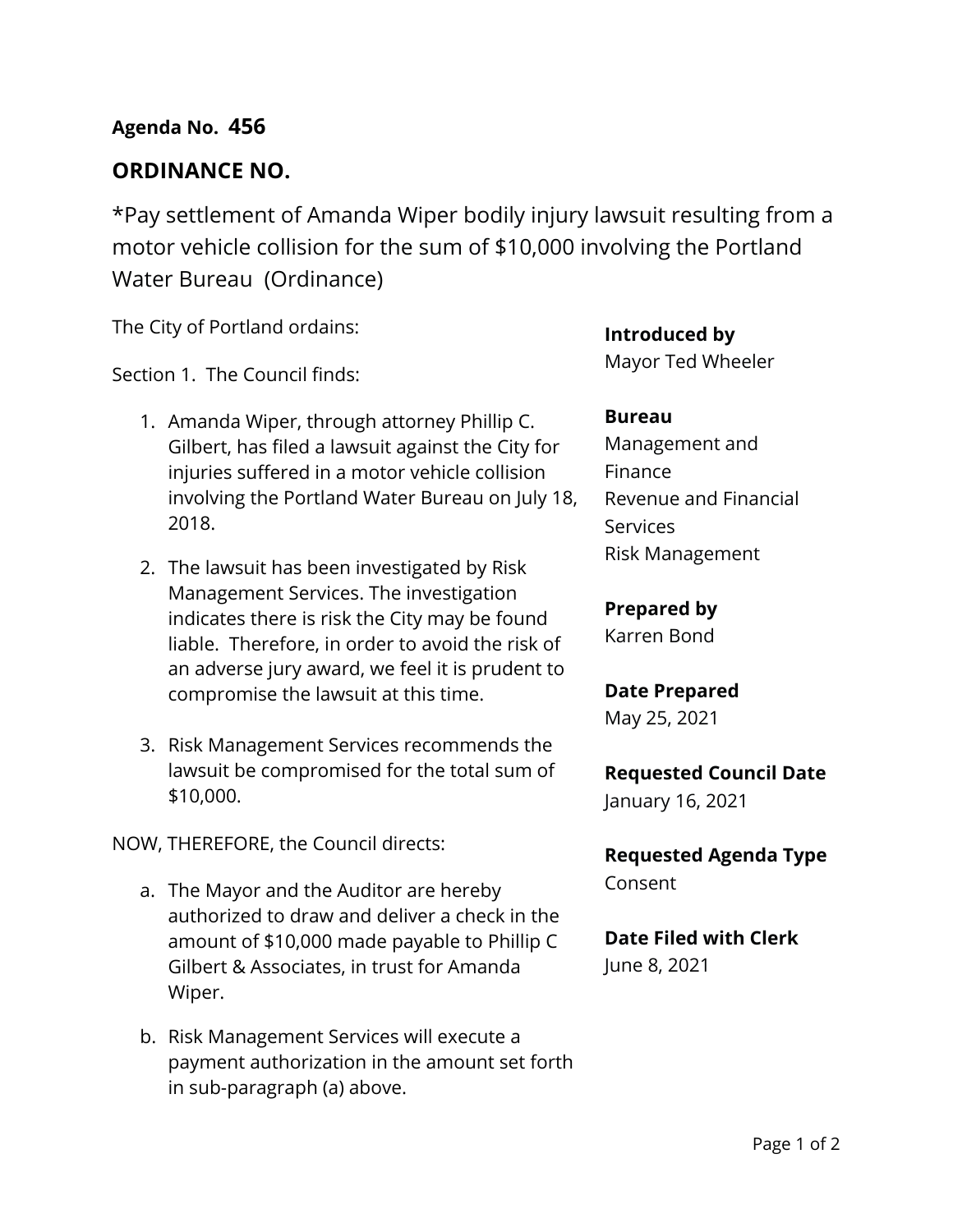**Agenda No. 456**

## ORDINANCE NO.

*Pay settlement of Amanda Wiper bodily injury lawsuit resulting from a motor vehicle collision for the sum of $10,000 involving the Portland Water Bureau (Ordinance)

The City of Portland ordains:

Section 1. The Council finds:

1. Amanda Wiper, through attorney Phillip C. Gilbert, has filed a lawsuit against the City for injuries suffered in a motor vehicle collision involving the Portland Water Bureau on July 18, 2018.

2. The lawsuit has been investigated by Risk Management Services. The investigation indicates there is risk the City may be found liable. Therefore, in order to avoid the risk of an adverse jury award, we feel it is prudent to compromise the lawsuit at this time.

3. Risk Management Services recommends the lawsuit be compromised for the total sum of $10,000.

NOW, THEREFORE, the Council directs:

a. The Mayor and the Auditor are hereby authorized to draw and deliver a check in the amount of $10,000 made payable to Phillip C Gilbert & Associates, in trust for Amanda Wiper.

b. Risk Management Services will execute a payment authorization in the amount set forth in sub-paragraph (a) above.

**Introduced by**
Mayor Ted Wheeler

**Bureau**
Management and Finance
Revenue and Financial Services
Risk Management

**Prepared by**
Karren Bond

**Date Prepared**
May 25, 2021

**Requested Council Date**
January 16, 2021

**Requested Agenda Type**
Consent

**Date Filed with Clerk**
June 8, 2021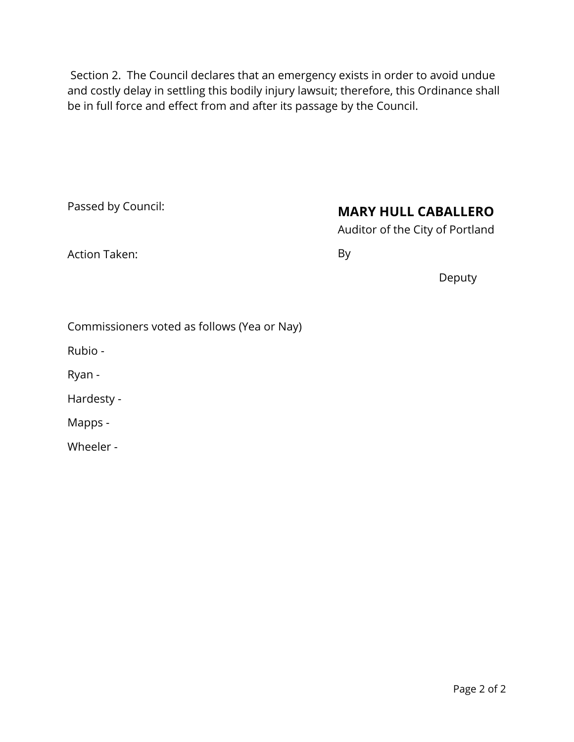Section 2. The Council declares that an emergency exists in order to avoid undue and costly delay in settling this bodily injury lawsuit; therefore, this Ordinance shall be in full force and effect from and after its passage by the Council.

Passed by Council:

Action Taken:

**MARY HULL CABALLERO**

Auditor of the City of Portland

By

Deputy

Commissioners voted as follows (Yea or Nay)

Rubio -

Ryan -

Hardesty -

Mapps -

Wheeler -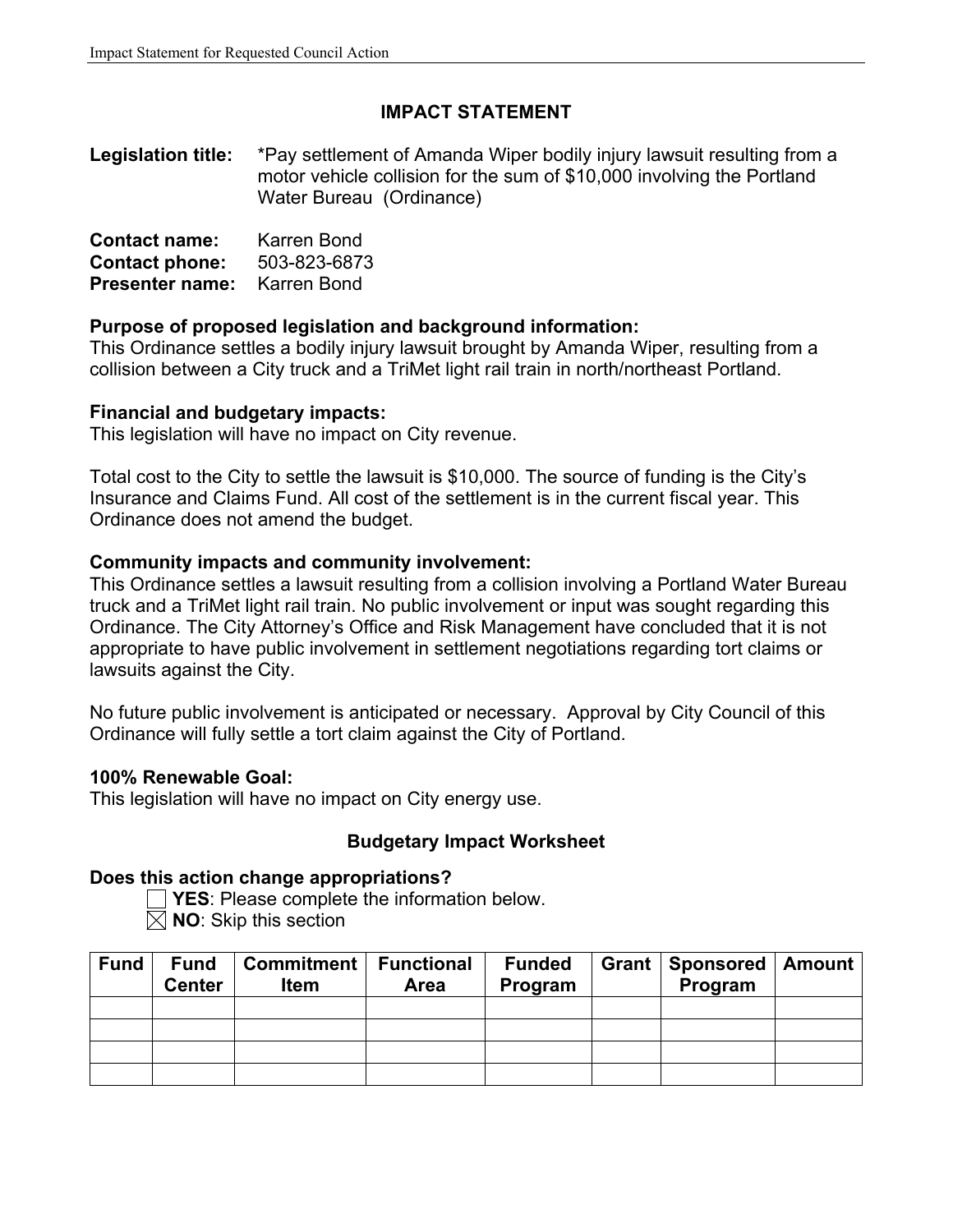# IMPACT STATEMENT

**Legision title:** *Pay settlement of Amanda Wiper bodily injury lawsuit resulting from a motor vehicle collision for the sum of $10,000 involving the Portland Water Bureau (Ordinance)

**Contact name:** Karren Bond
**Contact phone:** 503-823-6873
**Presenter name:** Karren Bond

**Purpose of proposed legislation and background information:**
This Ordinance settles a bodily injury lawsuit brought by Amanda Wiper, resulting from a collision between a City truck and a TriMet light rail train in north/northeast Portland.

**Financial and budgetary impacts:**
This legislation will have no impact on City revenue.

Total cost to the City to settle the lawsuit is $10,000. The source of funding is the City's Insurance and Claims Fund. All cost of the settlement is in the current fiscal year. This Ordinance does not amend the budget.

**Community impacts and community involvement:**
This Ordinance settles a lawsuit resulting from a collision involving a Portland Water Bureau truck and a TriMet light rail train. No public involvement or input was sought regarding this Ordinance. The City Attorney's Office and Risk Management have concluded that it is not appropriate to have public involvement in settlement negotiations regarding tort claims or lawsuits against the City.

No future public involvement is anticipated or necessary. Approval by City Council of this Ordinance will fully settle a tort claim against the City of Portland.

**100% Renewable Goal:**
This legislation will have no impact on City energy use.

## Budgetary Impact Worksheet

**Does this action change appropriations?**

☐ **YES**: Please complete the information below.
☒ **NO**: Skip this section

| Fund | Fund Center | Commitment Item | Functional Area | Funded Program | Grant | Sponsored Program | Amount |
|---|---|---|---|---|---|---|---|
| | | | | | | | |
| | | | | | | | |
| | | | | | | | |
| | | | | | | | |